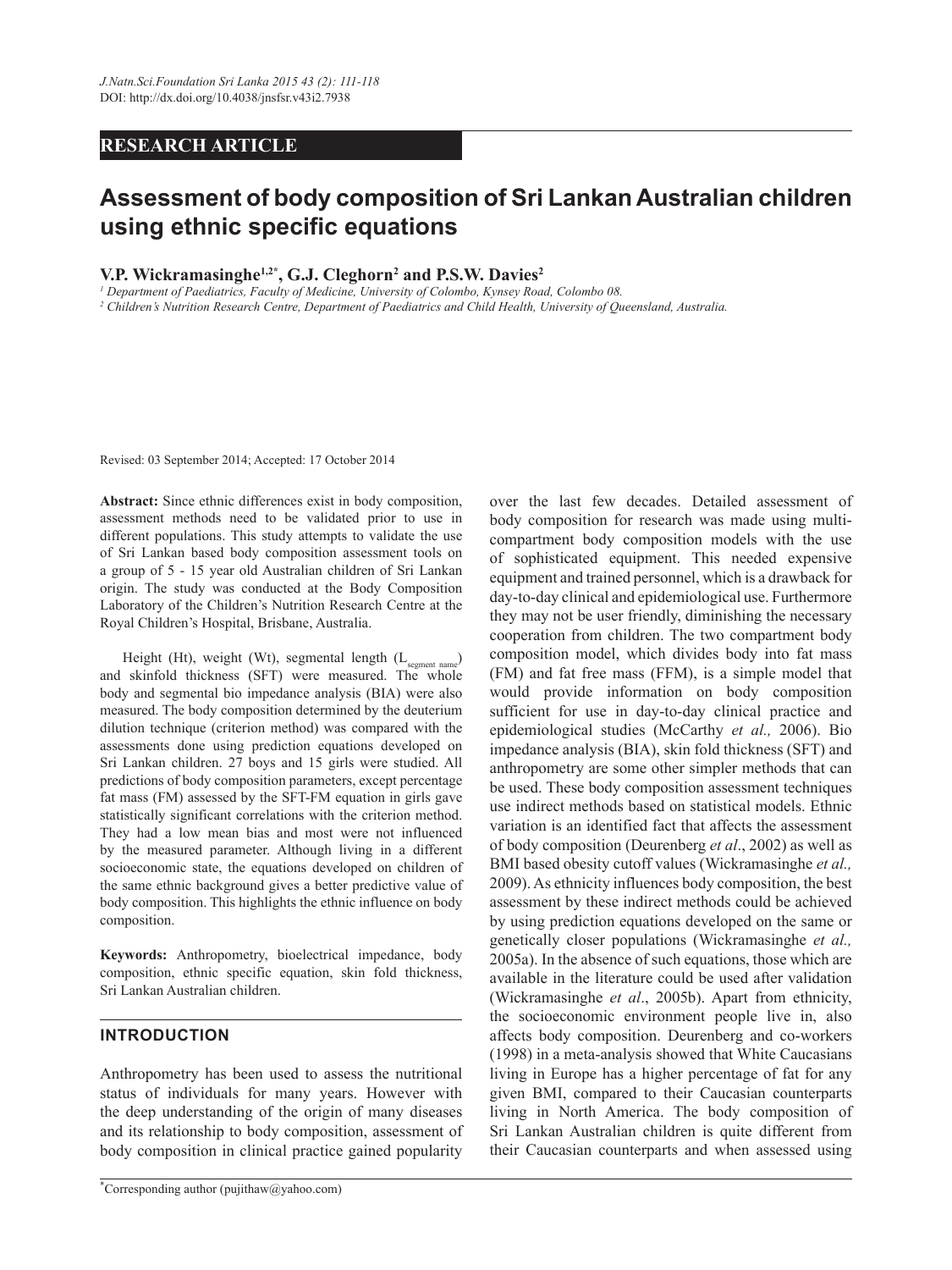RESEARCH ARTICLE

# Assessment of body composition of Sri Lankan Australian children using ethnic specific equations

**V.P. Wickramasinghe[1,2*], G.J. Cleghorn[2] and P.S.W. Davies[2]**

[1] *Department of Paediatrics, Faculty of Medicine, University of Colombo, Kynsey Road, Colombo 08.*

[2] *Children's Nutrition Research Centre, Department of Paediatrics and Child Health, University of Queensland, Australia.*

Revised: 03 September 2014; Accepted: 17 October 2014

**Abstract:** Since ethnic differences exist in body composition, assessment methods need to be validated prior to use in different populations. This study attempts to validate the use of Sri Lankan based body composition assessment tools on a group of 5 - 15 year old Australian children of Sri Lankan origin. The study was conducted at the Body Composition Laboratory of the Children's Nutrition Research Centre at the Royal Children's Hospital, Brisbane, Australia.

Height (Ht), weight (Wt), segmental length ($L_{segment\ name}$) and skinfold thickness (SFT) were measured. The whole body and segmental bio impedance analysis (BIA) were also measured. The body composition determined by the deuterium dilution technique (criterion method) was compared with the assessments done using prediction equations developed on Sri Lankan children. 27 boys and 15 girls were studied. All predictions of body composition parameters, except percentage fat mass (FM) assessed by the SFT-FM equation in girls gave statistically significant correlations with the criterion method. They had a low mean bias and most were not influenced by the measured parameter. Although living in a different socioeconomic state, the equations developed on children of the same ethnic background gives a better predictive value of body composition. This highlights the ethnic influence on body composition.

**Keywords:** Anthropometry, bioelectrical impedance, body composition, ethnic specific equation, skin fold thickness, Sri Lankan Australian children.

## INTRODUCTION

Anthropometry has been used to assess the nutritional status of individuals for many years. However with the deep understanding of the origin of many diseases and its relationship to body composition, assessment of body composition in clinical practice gained popularity over the last few decades. Detailed assessment of body composition for research was made using multi-compartment body composition models with the use of sophisticated equipment. This needed expensive equipment and trained personnel, which is a drawback for day-to-day clinical and epidemiological use. Furthermore they may not be user friendly, diminishing the necessary cooperation from children. The two compartment body composition model, which divides body into fat mass (FM) and fat free mass (FFM), is a simple model that would provide information on body composition sufficient for use in day-to-day clinical practice and epidemiological studies (McCarthy *et al.,* 2006). Bio impedance analysis (BIA), skin fold thickness (SFT) and anthropometry are some other simpler methods that can be used. These body composition assessment techniques use indirect methods based on statistical models. Ethnic variation is an identified fact that affects the assessment of body composition (Deurenberg *et al*., 2002) as well as BMI based obesity cutoff values (Wickramasinghe *et al.,* 2009). As ethnicity influences body composition, the best assessment by these indirect methods could be achieved by using prediction equations developed on the same or genetically closer populations (Wickramasinghe *et al.,* 2005a). In the absence of such equations, those which are available in the literature could be used after validation (Wickramasinghe *et al*., 2005b). Apart from ethnicity, the socioeconomic environment people live in, also affects body composition. Deurenberg and co-workers (1998) in a meta-analysis showed that White Caucasians living in Europe has a higher percentage of fat for any given BMI, compared to their Caucasian counterparts living in North America. The body composition of Sri Lankan Australian children is quite different from their Caucasian counterparts and when assessed using

*Corresponding author (pujithaw@yahoo.com)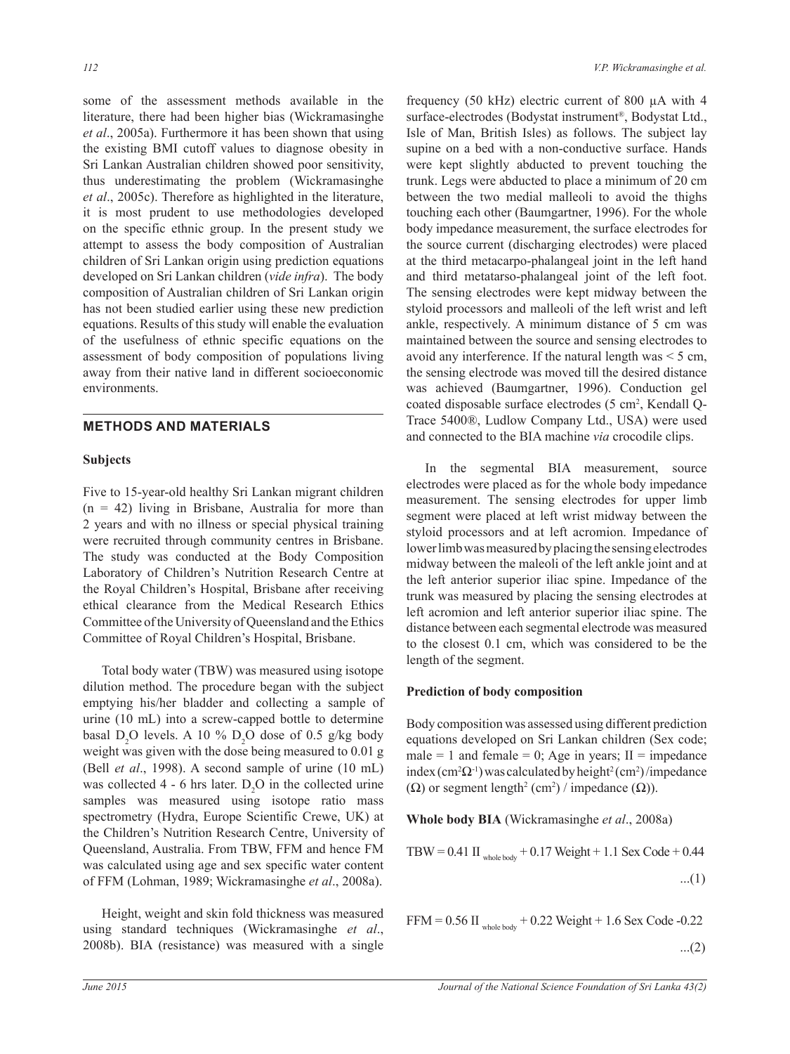some of the assessment methods available in the literature, there had been higher bias (Wickramasinghe *et al*., 2005a). Furthermore it has been shown that using the existing BMI cutoff values to diagnose obesity in Sri Lankan Australian children showed poor sensitivity, thus underestimating the problem (Wickramasinghe *et al*., 2005c). Therefore as highlighted in the literature, it is most prudent to use methodologies developed on the specific ethnic group. In the present study we attempt to assess the body composition of Australian children of Sri Lankan origin using prediction equations developed on Sri Lankan children (*vide infra*). The body composition of Australian children of Sri Lankan origin has not been studied earlier using these new prediction equations. Results of this study will enable the evaluation of the usefulness of ethnic specific equations on the assessment of body composition of populations living away from their native land in different socioeconomic environments.

## METHODS AND MATERIALS

### Subjects

Five to 15-year-old healthy Sri Lankan migrant children (n = 42) living in Brisbane, Australia for more than 2 years and with no illness or special physical training were recruited through community centres in Brisbane. The study was conducted at the Body Composition Laboratory of Children's Nutrition Research Centre at the Royal Children's Hospital, Brisbane after receiving ethical clearance from the Medical Research Ethics Committee of the University of Queensland and the Ethics Committee of Royal Children's Hospital, Brisbane.

Total body water (TBW) was measured using isotope dilution method. The procedure began with the subject emptying his/her bladder and collecting a sample of urine (10 mL) into a screw-capped bottle to determine basal $D_2O$ levels. A 10 % $D_2O$ dose of 0.5 g/kg body weight was given with the dose being measured to 0.01 g (Bell *et al*., 1998). A second sample of urine (10 mL) was collected 4 - 6 hrs later. $D_2O$ in the collected urine samples was measured using isotope ratio mass spectrometry (Hydra, Europe Scientific Crewe, UK) at the Children's Nutrition Research Centre, University of Queensland, Australia. From TBW, FFM and hence FM was calculated using age and sex specific water content of FFM (Lohman, 1989; Wickramasinghe *et al*., 2008a).

Height, weight and skin fold thickness was measured using standard techniques (Wickramasinghe *et al*., 2008b). BIA (resistance) was measured with a single frequency (50 kHz) electric current of 800 µA with 4 surface-electrodes (Bodystat instrument®, Bodystat Ltd., Isle of Man, British Isles) as follows. The subject lay supine on a bed with a non-conductive surface. Hands were kept slightly abducted to prevent touching the trunk. Legs were abducted to place a minimum of 20 cm between the two medial malleoli to avoid the thighs touching each other (Baumgartner, 1996). For the whole body impedance measurement, the surface electrodes for the source current (discharging electrodes) were placed at the third metacarpo-phalangeal joint in the left hand and third metatarso-phalangeal joint of the left foot. The sensing electrodes were kept midway between the styloid processors and malleoli of the left wrist and left ankle, respectively. A minimum distance of 5 cm was maintained between the source and sensing electrodes to avoid any interference. If the natural length was < 5 cm, the sensing electrode was moved till the desired distance was achieved (Baumgartner, 1996). Conduction gel coated disposable surface electrodes (5 $cm^2$, Kendall Q-Trace 5400®, Ludlow Company Ltd., USA) were used and connected to the BIA machine *via* crocodile clips.

In the segmental BIA measurement, source electrodes were placed as for the whole body impedance measurement. The sensing electrodes for upper limb segment were placed at left wrist midway between the styloid processors and at left acromion. Impedance of lower limb was measured by placing the sensing electrodes midway between the maleoli of the left ankle joint and at the left anterior superior iliac spine. Impedance of the trunk was measured by placing the sensing electrodes at left acromion and left anterior superior iliac spine. The distance between each segmental electrode was measured to the closest 0.1 cm, which was considered to be the length of the segment.

### Prediction of body composition

Body composition was assessed using different prediction equations developed on Sri Lankan children (Sex code; male = 1 and female = 0; Age in years; II = impedance index ($cm^2\Omega^{-1}$) was calculated by $height^2$ ($cm^2$) /impedance ($\Omega$) or segment $length^2$ ($cm^2$) / impedance ($\Omega$)).

**Whole body BIA** (Wickramasinghe *et al*., 2008a)

$$TBW = 0.41\ II_{\text{whole body}} + 0.17\ Weight + 1.1\ Sex\ Code + 0.44 \quad ...(1)$$

$$FFM = 0.56\ II_{\text{whole body}} + 0.22\ Weight + 1.6\ Sex\ Code - 0.22 \quad ...(2)$$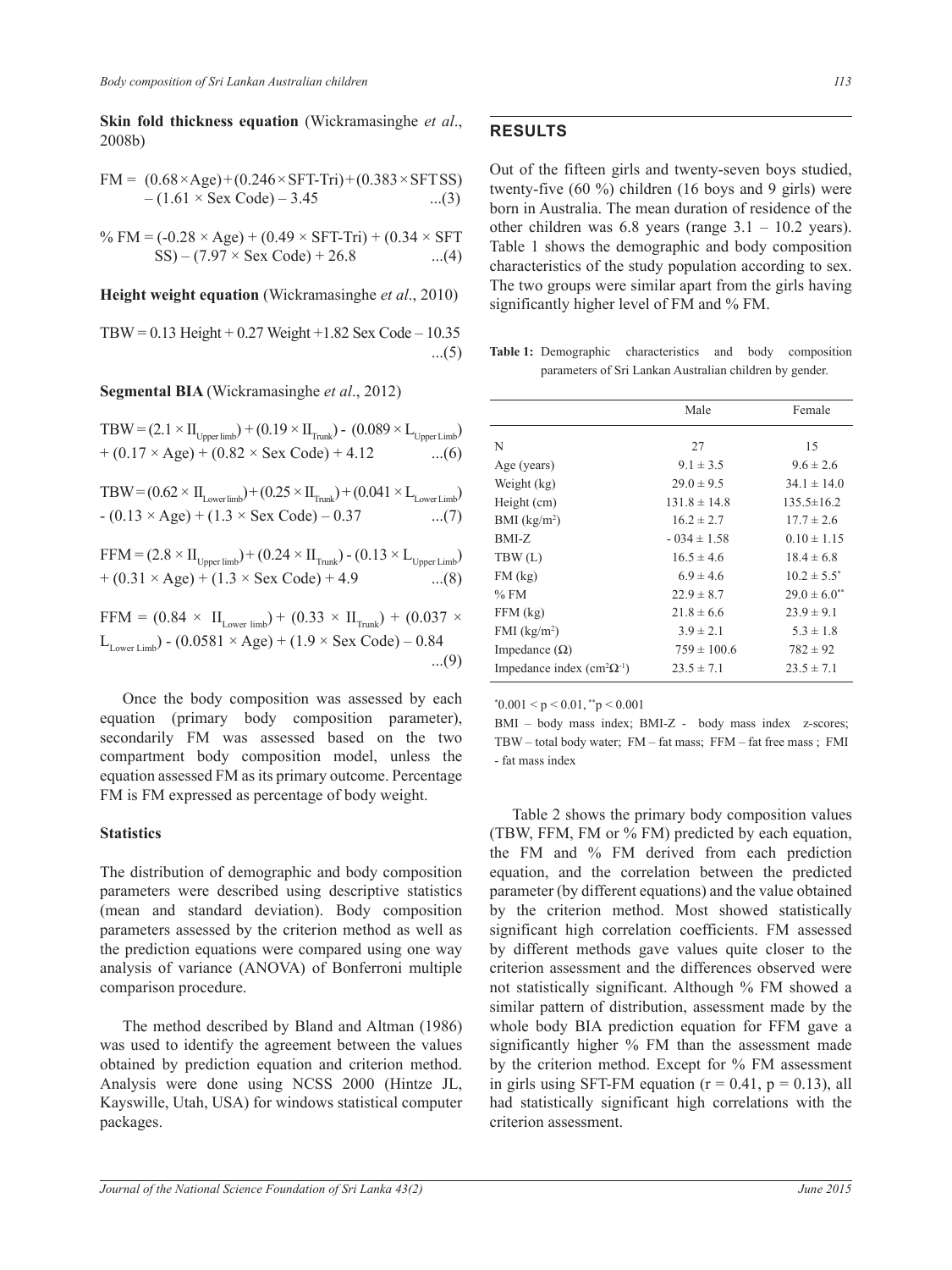**Skin fold thickness equation** (Wickramasinghe *et al*., 2008b)

$$FM = (0.68 \times Age) + (0.246 \times SFT\text{-}Tri) + (0.383 \times SFT\,SS) - (1.61 \times Sex\ Code) - 3.45 \quad ...(3)$$

$$\%\,FM = (-0.28 \times Age) + (0.49 \times SFT\text{-}Tri) + (0.34 \times SFT\ SS) - (7.97 \times Sex\ Code) + 26.8 \quad ...(4)$$

**Height weight equation** (Wickramasinghe *et al*., 2010)

$$TBW = 0.13\ Height + 0.27\ Weight + 1.82\ Sex\ Code - 10.35 \quad ...(5)$$

**Segmental BIA** (Wickramasinghe *et al*., 2012)

$$TBW = (2.1 \times II_{Upper\ limb}) + (0.19 \times II_{Trunk}) - (0.089 \times L_{Upper\ Limb}) + (0.17 \times Age) + (0.82 \times Sex\ Code) + 4.12 \quad ...(6)$$

$$TBW = (0.62 \times II_{Lower\ limb}) + (0.25 \times II_{Trunk}) + (0.041 \times L_{Lower\ Limb}) - (0.13 \times Age) + (1.3 \times Sex\ Code) - 0.37 \quad ...(7)$$

$$FFM = (2.8 \times II_{Upper\ limb}) + (0.24 \times II_{Trunk}) - (0.13 \times L_{Upper\ Limb}) + (0.31 \times Age) + (1.3 \times Sex\ Code) + 4.9 \quad ...(8)$$

$$FFM = (0.84 \times II_{Lower\ limb}) + (0.33 \times II_{Trunk}) + (0.037 \times L_{Lower\ Limb}) - (0.0581 \times Age) + (1.9 \times Sex\ Code) - 0.84 \quad ...(9)$$

Once the body composition was assessed by each equation (primary body composition parameter), secondarily FM was assessed based on the two compartment body composition model, unless the equation assessed FM as its primary outcome. Percentage FM is FM expressed as percentage of body weight.

### Statistics

The distribution of demographic and body composition parameters were described using descriptive statistics (mean and standard deviation). Body composition parameters assessed by the criterion method as well as the prediction equations were compared using one way analysis of variance (ANOVA) of Bonferroni multiple comparison procedure.

The method described by Bland and Altman (1986) was used to identify the agreement between the values obtained by prediction equation and criterion method. Analysis were done using NCSS 2000 (Hintze JL, Kayswille, Utah, USA) for windows statistical computer packages.

## RESULTS

Out of the fifteen girls and twenty-seven boys studied, twenty-five (60 %) children (16 boys and 9 girls) were born in Australia. The mean duration of residence of the other children was 6.8 years (range 3.1 – 10.2 years). Table 1 shows the demographic and body composition characteristics of the study population according to sex. The two groups were similar apart from the girls having significantly higher level of FM and % FM.

**Table 1:** Demographic characteristics and body composition parameters of Sri Lankan Australian children by gender.

| | Male | Female |
|---|---|---|
| N | 27 | 15 |
| Age (years) | 9.1 ± 3.5 | 9.6 ± 2.6 |
| Weight (kg) | 29.0 ± 9.5 | 34.1 ± 14.0 |
| Height (cm) | 131.8 ± 14.8 | 135.5±16.2 |
| BMI ($kg/m^2$) | 16.2 ± 2.7 | 17.7 ± 2.6 |
| BMI-Z | - 034 ± 1.58 | 0.10 ± 1.15 |
| TBW (L) | 16.5 ± 4.6 | 18.4 ± 6.8 |
| FM (kg) | 6.9 ± 4.6 | 10.2 ± 5.5* |
| % FM | 22.9 ± 8.7 | 29.0 ± 6.0** |
| FFM (kg) | 21.8 ± 6.6 | 23.9 ± 9.1 |
| FMI ($kg/m^2$) | 3.9 ± 2.1 | 5.3 ± 1.8 |
| Impedance (Ω) | 759 ± 100.6 | 782 ± 92 |
| Impedance index ($cm^2\Omega^{-1}$) | 23.5 ± 7.1 | 23.5 ± 7.1 |

*$0.001 < p < 0.01$, **$p < 0.001$

BMI – body mass index; BMI-Z - body mass index z-scores; TBW – total body water; FM – fat mass; FFM – fat free mass ; FMI - fat mass index

Table 2 shows the primary body composition values (TBW, FFM, FM or % FM) predicted by each equation, the FM and % FM derived from each prediction equation, and the correlation between the predicted parameter (by different equations) and the value obtained by the criterion method. Most showed statistically significant high correlation coefficients. FM assessed by different methods gave values quite closer to the criterion assessment and the differences observed were not statistically significant. Although % FM showed a similar pattern of distribution, assessment made by the whole body BIA prediction equation for FFM gave a significantly higher % FM than the assessment made by the criterion method. Except for % FM assessment in girls using SFT-FM equation ($r = 0.41$, $p = 0.13$), all had statistically significant high correlations with the criterion assessment.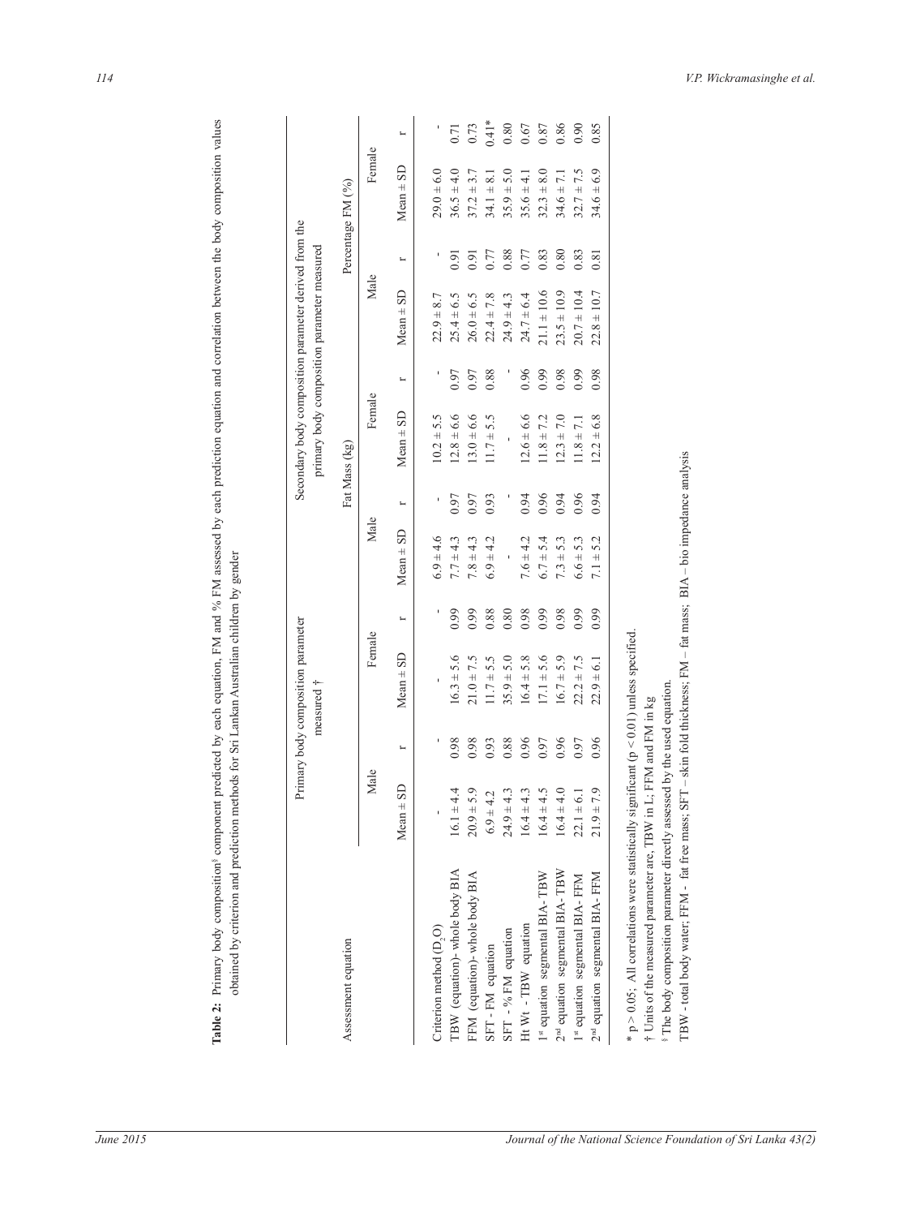**Table 2:** Primary body composition[§] component predicted by each equation, FM and % FM assessed by each prediction equation and correlation between the body composition values obtained by criterion and prediction methods for Sri Lankan Australian children by gender

| Assessment equation | Primary body composition parameter measured † | | | | Secondary body composition parameter derived from the primary body composition parameter measured | | | | | | | |
|---|---|---|---|---|---|---|---|---|---|---|---|---|
| | | | | | Fat Mass (kg) | | | | Percentage FM (%) | | | |
| | Male | | Female | | Male | | Female | | Male | | Female | |
| | Mean ± SD | r | Mean ± SD | r | Mean ± SD | r | Mean ± SD | r | Mean ± SD | r | Mean ± SD | r |
| Criterion method ($D_2O$) | - | - | - | - | 6.9 ± 4.6 | - | 10.2 ± 5.5 | - | 22.9 ± 8.7 | - | 29.0 ± 6.0 | - |
| TBW (equation)- whole body BIA | 16.1 ± 4.4 | 0.98 | 16.3 ± 5.6 | 0.99 | 7.7 ± 4.3 | 0.97 | 12.8 ± 6.6 | 0.97 | 25.4 ± 6.5 | 0.91 | 36.5 ± 4.0 | 0.71 |
| FFM (equation)- whole body BIA | 20.9 ± 5.9 | 0.98 | 21.0 ± 7.5 | 0.99 | 7.8 ± 4.3 | 0.97 | 13.0 ± 6.6 | 0.97 | 26.0 ± 6.5 | 0.91 | 37.2 ± 3.7 | 0.73 |
| SFT - FM equation | 6.9 ± 4.2 | 0.93 | 11.7 ± 5.5 | 0.88 | 6.9 ± 4.2 | 0.93 | 11.7 ± 5.5 | 0.88 | 22.4 ± 7.8 | 0.77 | 34.1 ± 8.1 | 0.41* |
| SFT - %FM equation | 24.9 ± 4.3 | 0.88 | 35.9 ± 5.0 | 0.80 | - | - | - | - | 24.9 ± 4.3 | 0.88 | 35.9 ± 5.0 | 0.80 |
| Ht Wt - TBW equation | 16.4 ± 4.3 | 0.96 | 16.4 ± 5.8 | 0.98 | 7.6 ± 4.2 | 0.94 | 12.6 ± 6.6 | 0.96 | 24.7 ± 6.4 | 0.77 | 35.6 ± 4.1 | 0.67 |
| 1[st] equation segmental BIA-TBW | 16.4 ± 4.5 | 0.97 | 17.1 ± 5.6 | 0.99 | 6.7 ± 5.4 | 0.96 | 11.8 ± 7.2 | 0.99 | 21.1 ± 10.6 | 0.83 | 32.3 ± 8.0 | 0.87 |
| 2[nd] equation segmental BIA-TBW | 16.4 ± 4.0 | 0.96 | 16.7 ± 5.9 | 0.98 | 7.3 ± 5.3 | 0.94 | 12.3 ± 7.0 | 0.98 | 23.5 ± 10.9 | 0.80 | 34.6 ± 7.1 | 0.86 |
| 1[st] equation segmental BIA- FFM | 22.1 ± 6.1 | 0.97 | 22.2 ± 7.5 | 0.99 | 6.6 ± 5.3 | 0.96 | 11.8 ± 7.1 | 0.99 | 20.7 ± 10.4 | 0.83 | 32.7 ± 7.5 | 0.90 |
| 2[nd] equation segmental BIA- FFM | 21.9 ± 7.9 | 0.96 | 22.9 ± 6.1 | 0.99 | 7.1 ± 5.2 | 0.94 | 12.2 ± 6.8 | 0.98 | 22.8 ± 10.7 | 0.81 | 34.6 ± 6.9 | 0.85 |

* $p > 0.05$; All correlations were statistically significant ($p < 0.01$) unless specified.
† Units of the measured parameter are, TBW in L, FFM and FM in kg
§ The body composition parameter directly assessed by the used equation.
TBW - total body water; FFM - fat free mass; SFT – skin fold thickness; FM – fat mass; BIA – bio impedance analysis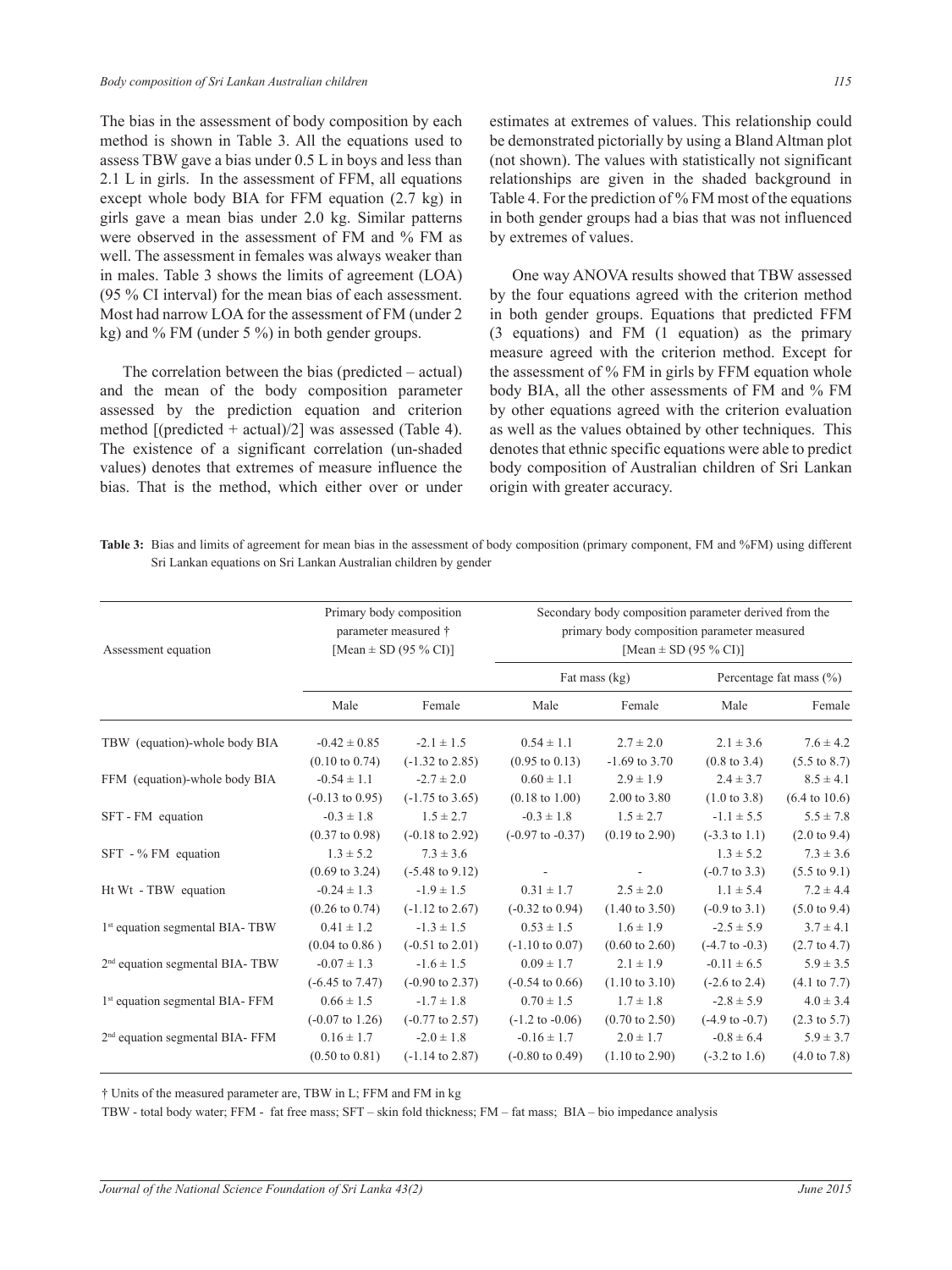The bias in the assessment of body composition by each method is shown in Table 3. All the equations used to assess TBW gave a bias under 0.5 L in boys and less than 2.1 L in girls. In the assessment of FFM, all equations except whole body BIA for FFM equation (2.7 kg) in girls gave a mean bias under 2.0 kg. Similar patterns were observed in the assessment of FM and % FM as well. The assessment in females was always weaker than in males. Table 3 shows the limits of agreement (LOA) (95 % CI interval) for the mean bias of each assessment. Most had narrow LOA for the assessment of FM (under 2 kg) and % FM (under 5 %) in both gender groups.

The correlation between the bias (predicted – actual) and the mean of the body composition parameter assessed by the prediction equation and criterion method [(predicted + actual)/2] was assessed (Table 4). The existence of a significant correlation (un-shaded values) denotes that extremes of measure influence the bias. That is the method, which either over or under estimates at extremes of values. This relationship could be demonstrated pictorially by using a Bland Altman plot (not shown). The values with statistically not significant relationships are given in the shaded background in Table 4. For the prediction of % FM most of the equations in both gender groups had a bias that was not influenced by extremes of values.

One way ANOVA results showed that TBW assessed by the four equations agreed with the criterion method in both gender groups. Equations that predicted FFM (3 equations) and FM (1 equation) as the primary measure agreed with the criterion method. Except for the assessment of % FM in girls by FFM equation whole body BIA, all the other assessments of FM and % FM by other equations agreed with the criterion evaluation as well as the values obtained by other techniques. This denotes that ethnic specific equations were able to predict body composition of Australian children of Sri Lankan origin with greater accuracy.

**Table 3:** Bias and limits of agreement for mean bias in the assessment of body composition (primary component, FM and %FM) using different Sri Lankan equations on Sri Lankan Australian children by gender

| Assessment equation | Primary body composition parameter measured † [Mean ± SD (95 % CI)] | | Secondary body composition parameter derived from the primary body composition parameter measured [Mean ± SD (95 % CI)] | | | |
|---|---|---|---|---|---|---|
| | | | Fat mass (kg) | | Percentage fat mass (%) | |
| | Male | Female | Male | Female | Male | Female |
| TBW (equation)-whole body BIA | -0.42 ± 0.85 (0.10 to 0.74) | -2.1 ± 1.5 (-1.32 to 2.85) | 0.54 ± 1.1 (0.95 to 0.13) | 2.7 ± 2.0 -1.69 to 3.70 | 2.1 ± 3.6 (0.8 to 3.4) | 7.6 ± 4.2 (5.5 to 8.7) |
| FFM (equation)-whole body BIA | -0.54 ± 1.1 (-0.13 to 0.95) | -2.7 ± 2.0 (-1.75 to 3.65) | 0.60 ± 1.1 (0.18 to 1.00) | 2.9 ± 1.9 2.00 to 3.80 | 2.4 ± 3.7 (1.0 to 3.8) | 8.5 ± 4.1 (6.4 to 10.6) |
| SFT - FM equation | -0.3 ± 1.8 (0.37 to 0.98) | 1.5 ± 2.7 (-0.18 to 2.92) | -0.3 ± 1.8 (-0.97 to -0.37) | 1.5 ± 2.7 (0.19 to 2.90) | -1.1 ± 5.5 (-3.3 to 1.1) | 5.5 ± 7.8 (2.0 to 9.4) |
| SFT - % FM equation | 1.3 ± 5.2 (0.69 to 3.24) | 7.3 ± 3.6 (-5.48 to 9.12) | - | - | 1.3 ± 5.2 (-0.7 to 3.3) | 7.3 ± 3.6 (5.5 to 9.1) |
| Ht Wt - TBW equation | -0.24 ± 1.3 (0.26 to 0.74) | -1.9 ± 1.5 (-1.12 to 2.67) | 0.31 ± 1.7 (-0.32 to 0.94) | 2.5 ± 2.0 (1.40 to 3.50) | 1.1 ± 5.4 (-0.9 to 3.1) | 7.2 ± 4.4 (5.0 to 9.4) |
| 1st equation segmental BIA- TBW | 0.41 ± 1.2 (0.04 to 0.86 ) | -1.3 ± 1.5 (-0.51 to 2.01) | 0.53 ± 1.5 (-1.10 to 0.07) | 1.6 ± 1.9 (0.60 to 2.60) | -2.5 ± 5.9 (-4.7 to -0.3) | 3.7 ± 4.1 (2.7 to 4.7) |
| 2nd equation segmental BIA- TBW | -0.07 ± 1.3 (-6.45 to 7.47) | -1.6 ± 1.5 (-0.90 to 2.37) | 0.09 ± 1.7 (-0.54 to 0.66) | 2.1 ± 1.9 (1.10 to 3.10) | -0.11 ± 6.5 (-2.6 to 2.4) | 5.9 ± 3.5 (4.1 to 7.7) |
| 1st equation segmental BIA- FFM | 0.66 ± 1.5 (-0.07 to 1.26) | -1.7 ± 1.8 (-0.77 to 2.57) | 0.70 ± 1.5 (-1.2 to -0.06) | 1.7 ± 1.8 (0.70 to 2.50) | -2.8 ± 5.9 (-4.9 to -0.7) | 4.0 ± 3.4 (2.3 to 5.7) |
| 2nd equation segmental BIA- FFM | 0.16 ± 1.7 (0.50 to 0.81) | -2.0 ± 1.8 (-1.14 to 2.87) | -0.16 ± 1.7 (-0.80 to 0.49) | 2.0 ± 1.7 (1.10 to 2.90) | -0.8 ± 6.4 (-3.2 to 1.6) | 5.9 ± 3.7 (4.0 to 7.8) |

† Units of the measured parameter are, TBW in L; FFM and FM in kg

TBW - total body water; FFM - fat free mass; SFT – skin fold thickness; FM – fat mass; BIA – bio impedance analysis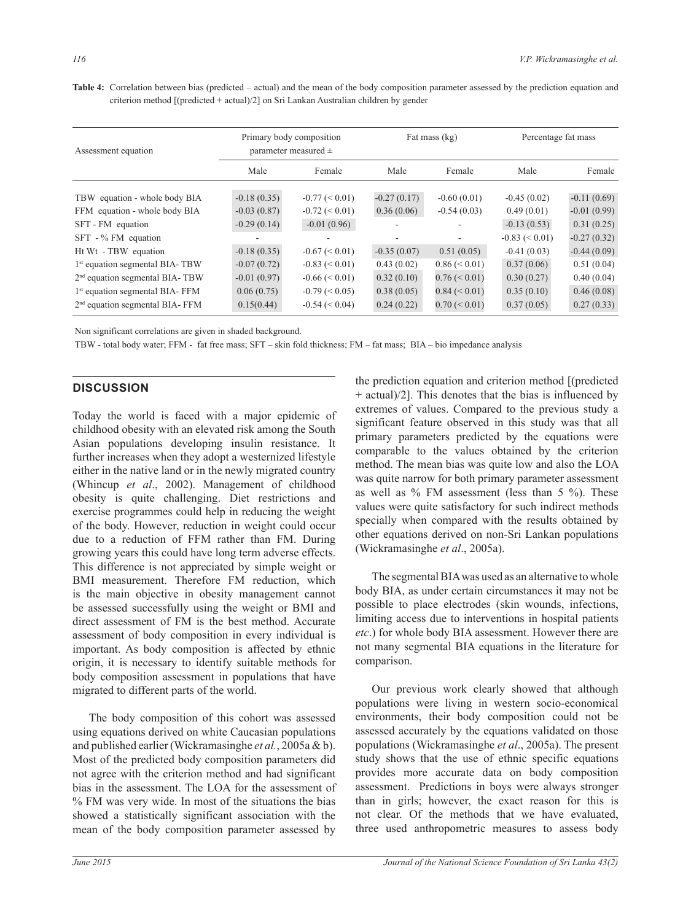**Table 4:** Correlation between bias (predicted – actual) and the mean of the body composition parameter assessed by the prediction equation and criterion method [(predicted + actual)/2] on Sri Lankan Australian children by gender

| Assessment equation | Primary body composition parameter measured ± | | Fat mass (kg) | | Percentage fat mass | |
|---|---|---|---|---|---|---|
| | Male | Female | Male | Female | Male | Female |
| TBW equation - whole body BIA | -0.18 (0.35) | -0.77 (< 0.01) | -0.27 (0.17) | -0.60 (0.01) | -0.45 (0.02) | -0.11 (0.69) |
| FFM equation - whole body BIA | -0.03 (0.87) | -0.72 (< 0.01) | 0.36 (0.06) | -0.54 (0.03) | 0.49 (0.01) | -0.01 (0.99) |
| SFT - FM equation | -0.29 (0.14) | -0.01 (0.96) | - | - | -0.13 (0.53) | 0.31 (0.25) |
| SFT - % FM equation | - | - | - | - | -0.83 (< 0.01) | -0.27 (0.32) |
| Ht Wt - TBW equation | -0.18 (0.35) | -0.67 (< 0.01) | -0.35 (0.07) | 0.51 (0.05) | -0.41 (0.03) | -0.44 (0.09) |
| 1st equation segmental BIA- TBW | -0.07 (0.72) | -0.83 (< 0.01) | 0.43 (0.02) | 0.86 (< 0.01) | 0.37 (0.06) | 0.51 (0.04) |
| 2nd equation segmental BIA- TBW | -0.01 (0.97) | -0.66 (< 0.01) | 0.32 (0.10) | 0.76 (< 0.01) | 0.30 (0.27) | 0.40 (0.04) |
| 1st equation segmental BIA- FFM | 0.06 (0.75) | -0.79 (< 0.05) | 0.38 (0.05) | 0.84 (< 0.01) | 0.35 (0.10) | 0.46 (0.08) |
| 2nd equation segmental BIA- FFM | 0.15(0.44) | -0.54 (< 0.04) | 0.24 (0.22) | 0.70 (< 0.01) | 0.37 (0.05) | 0.27 (0.33) |

Non significant correlations are given in shaded background.

TBW - total body water; FFM - fat free mass; SFT – skin fold thickness; FM – fat mass; BIA – bio impedance analysis

## DISCUSSION

Today the world is faced with a major epidemic of childhood obesity with an elevated risk among the South Asian populations developing insulin resistance. It further increases when they adopt a westernized lifestyle either in the native land or in the newly migrated country (Whincup *et al*., 2002). Management of childhood obesity is quite challenging. Diet restrictions and exercise programmes could help in reducing the weight of the body. However, reduction in weight could occur due to a reduction of FFM rather than FM. During growing years this could have long term adverse effects. This difference is not appreciated by simple weight or BMI measurement. Therefore FM reduction, which is the main objective in obesity management cannot be assessed successfully using the weight or BMI and direct assessment of FM is the best method. Accurate assessment of body composition in every individual is important. As body composition is affected by ethnic origin, it is necessary to identify suitable methods for body composition assessment in populations that have migrated to different parts of the world.

The body composition of this cohort was assessed using equations derived on white Caucasian populations and published earlier (Wickramasinghe *et al.*, 2005a & b). Most of the predicted body composition parameters did not agree with the criterion method and had significant bias in the assessment. The LOA for the assessment of % FM was very wide. In most of the situations the bias showed a statistically significant association with the mean of the body composition parameter assessed by the prediction equation and criterion method [(predicted + actual)/2]. This denotes that the bias is influenced by extremes of values. Compared to the previous study a significant feature observed in this study was that all primary parameters predicted by the equations were comparable to the values obtained by the criterion method. The mean bias was quite low and also the LOA was quite narrow for both primary parameter assessment as well as % FM assessment (less than 5 %). These values were quite satisfactory for such indirect methods specially when compared with the results obtained by other equations derived on non-Sri Lankan populations (Wickramasinghe *et al*., 2005a).

The segmental BIA was used as an alternative to whole body BIA, as under certain circumstances it may not be possible to place electrodes (skin wounds, infections, limiting access due to interventions in hospital patients *etc*.) for whole body BIA assessment. However there are not many segmental BIA equations in the literature for comparison.

Our previous work clearly showed that although populations were living in western socio-economical environments, their body composition could not be assessed accurately by the equations validated on those populations (Wickramasinghe *et al*., 2005a). The present study shows that the use of ethnic specific equations provides more accurate data on body composition assessment. Predictions in boys were always stronger than in girls; however, the exact reason for this is not clear. Of the methods that we have evaluated, three used anthropometric measures to assess body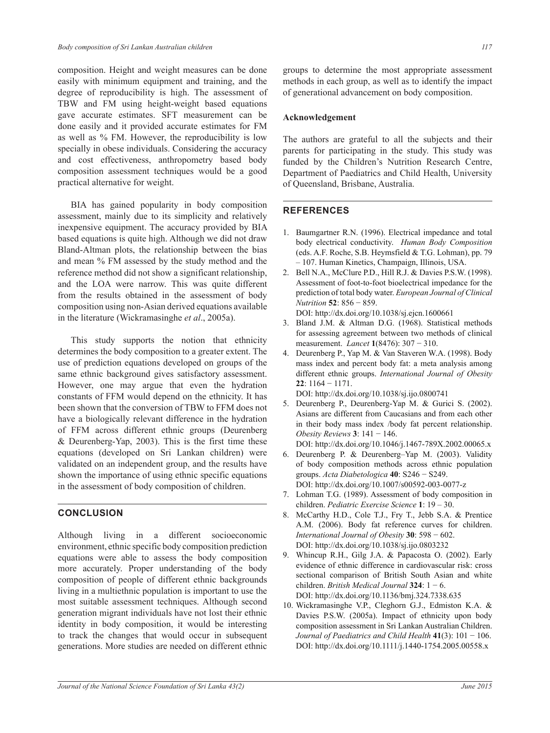composition. Height and weight measures can be done easily with minimum equipment and training, and the degree of reproducibility is high. The assessment of TBW and FM using height-weight based equations gave accurate estimates. SFT measurement can be done easily and it provided accurate estimates for FM as well as % FM. However, the reproducibility is low specially in obese individuals. Considering the accuracy and cost effectiveness, anthropometry based body composition assessment techniques would be a good practical alternative for weight.

BIA has gained popularity in body composition assessment, mainly due to its simplicity and relatively inexpensive equipment. The accuracy provided by BIA based equations is quite high. Although we did not draw Bland-Altman plots, the relationship between the bias and mean % FM assessed by the study method and the reference method did not show a significant relationship, and the LOA were narrow. This was quite different from the results obtained in the assessment of body composition using non-Asian derived equations available in the literature (Wickramasinghe *et al*., 2005a).

This study supports the notion that ethnicity determines the body composition to a greater extent. The use of prediction equations developed on groups of the same ethnic background gives satisfactory assessment. However, one may argue that even the hydration constants of FFM would depend on the ethnicity. It has been shown that the conversion of TBW to FFM does not have a biologically relevant difference in the hydration of FFM across different ethnic groups (Deurenberg & Deurenberg-Yap, 2003). This is the first time these equations (developed on Sri Lankan children) were validated on an independent group, and the results have shown the importance of using ethnic specific equations in the assessment of body composition of children.

## CONCLUSION

Although living in a different socioeconomic environment, ethnic specific body composition prediction equations were able to assess the body composition more accurately. Proper understanding of the body composition of people of different ethnic backgrounds living in a multiethnic population is important to use the most suitable assessment techniques. Although second generation migrant individuals have not lost their ethnic identity in body composition, it would be interesting to track the changes that would occur in subsequent generations. More studies are needed on different ethnic groups to determine the most appropriate assessment methods in each group, as well as to identify the impact of generational advancement on body composition.

### Acknowledgement

The authors are grateful to all the subjects and their parents for participating in the study. This study was funded by the Children's Nutrition Research Centre, Department of Paediatrics and Child Health, University of Queensland, Brisbane, Australia.

## REFERENCES

1. Baumgartner R.N. (1996). Electrical impedance and total body electrical conductivity. *Human Body Composition* (eds. A.F. Roche, S.B. Heymsfield & T.G. Lohman), pp. 79 – 107. Human Kinetics, Champaign, Illinois, USA.
2. Bell N.A., McClure P.D., Hill R.J. & Davies P.S.W. (1998). Assessment of foot-to-foot bioelectrical impedance for the prediction of total body water. *European Journal of Clinical Nutrition* **52**: 856 − 859.
DOI: http://dx.doi.org/10.1038/sj.ejcn.1600661
3. Bland J.M. & Altman D.G. (1968). Statistical methods for assessing agreement between two methods of clinical measurement. *Lancet* **1**(8476): 307 − 310.
4. Deurenberg P., Yap M. & Van Staveren W.A. (1998). Body mass index and percent body fat: a meta analysis among different ethnic groups. *International Journal of Obesity* **22**: 1164 − 1171.
DOI: http://dx.doi.org/10.1038/sj.ijo.0800741
5. Deurenberg P., Deurenberg-Yap M. & Gurici S. (2002). Asians are different from Caucasians and from each other in their body mass index /body fat percent relationship. *Obesity Reviews* **3**: 141 − 146.
DOI: http://dx.doi.org/10.1046/j.1467-789X.2002.00065.x
6. Deurenberg P. & Deurenberg–Yap M. (2003). Validity of body composition methods across ethnic population groups. *Acta Diabetologica* **40**: S246 − S249.
DOI: http://dx.doi.org/10.1007/s00592-003-0077-z
7. Lohman T.G. (1989). Assessment of body composition in children. *Pediatric Exercise Science* **1**: 19 – 30.
8. McCarthy H.D., Cole T.J., Fry T., Jebb S.A. & Prentice A.M. (2006). Body fat reference curves for children. *International Journal of Obesity* **30**: 598 − 602.
DOI: http://dx.doi.org/10.1038/sj.ijo.0803232
9. Whincup R.H., Gilg J.A. & Papacosta O. (2002). Early evidence of ethnic difference in cardiovascular risk: cross sectional comparison of British South Asian and white children. *British Medical Journal* **324**: 1 − 6.
DOI: http://dx.doi.org/10.1136/bmj.324.7338.635
10. Wickramasinghe V.P., Cleghorn G.J., Edmiston K.A. & Davies P.S.W. (2005a). Impact of ethnicity upon body composition assessment in Sri Lankan Australian Children. *Journal of Paediatrics and Child Health* **41**(3): 101 − 106.
DOI: http://dx.doi.org/10.1111/j.1440-1754.2005.00558.x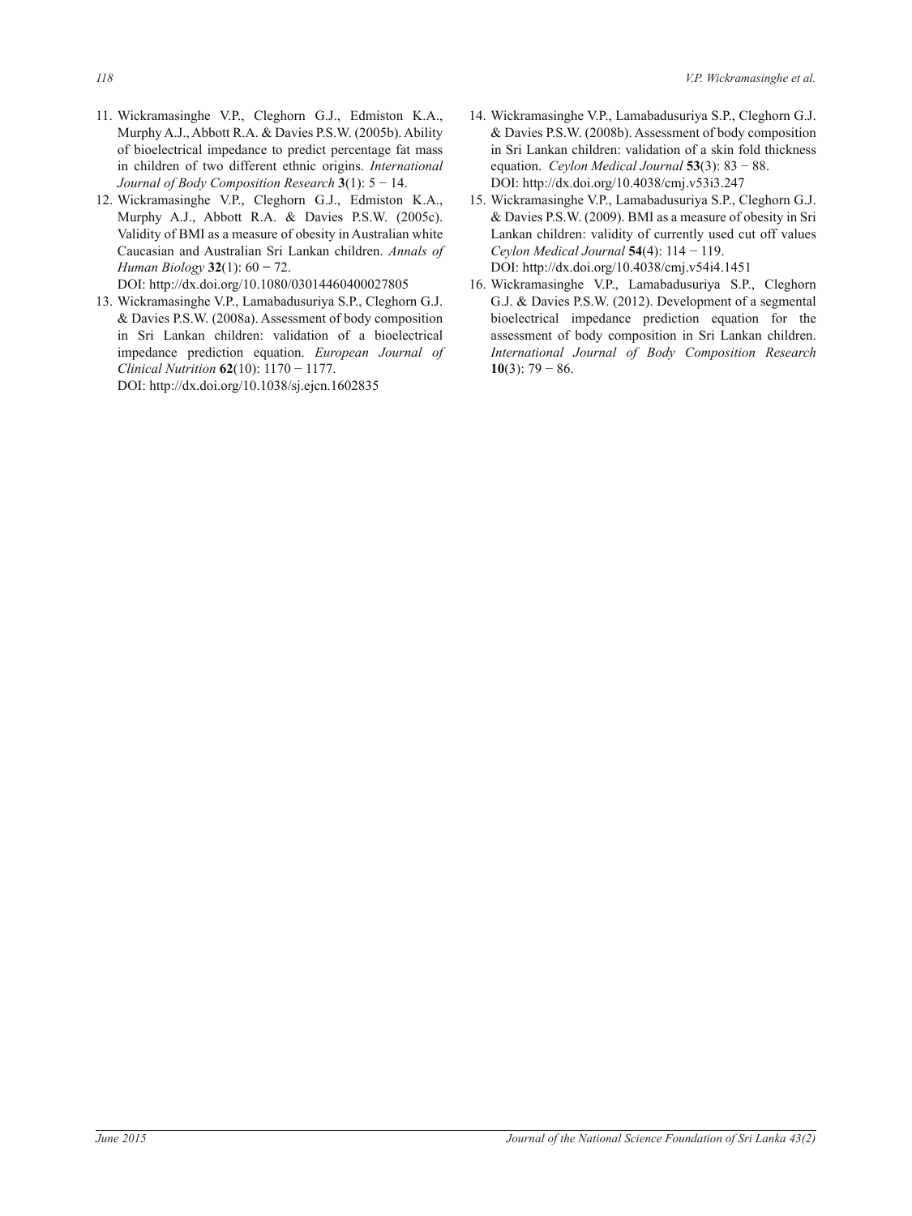11. Wickramasinghe V.P., Cleghorn G.J., Edmiston K.A., Murphy A.J., Abbott R.A. & Davies P.S.W. (2005b). Ability of bioelectrical impedance to predict percentage fat mass in children of two different ethnic origins. *International Journal of Body Composition Research* **3**(1): 5 − 14.
12. Wickramasinghe V.P., Cleghorn G.J., Edmiston K.A., Murphy A.J., Abbott R.A. & Davies P.S.W. (2005c). Validity of BMI as a measure of obesity in Australian white Caucasian and Australian Sri Lankan children. *Annals of Human Biology* **32**(1): 60 − 72.
    DOI: http://dx.doi.org/10.1080/03014460400027805
13. Wickramasinghe V.P., Lamabadusuriya S.P., Cleghorn G.J. & Davies P.S.W. (2008a). Assessment of body composition in Sri Lankan children: validation of a bioelectrical impedance prediction equation. *European Journal of Clinical Nutrition* **62**(10): 1170 − 1177.
    DOI: http://dx.doi.org/10.1038/sj.ejcn.1602835
14. Wickramasinghe V.P., Lamabadusuriya S.P., Cleghorn G.J. & Davies P.S.W. (2008b). Assessment of body composition in Sri Lankan children: validation of a skin fold thickness equation. *Ceylon Medical Journal* **53**(3): 83 − 88.
    DOI: http://dx.doi.org/10.4038/cmj.v53i3.247
15. Wickramasinghe V.P., Lamabadusuriya S.P., Cleghorn G.J. & Davies P.S.W. (2009). BMI as a measure of obesity in Sri Lankan children: validity of currently used cut off values *Ceylon Medical Journal* **54**(4): 114 − 119.
    DOI: http://dx.doi.org/10.4038/cmj.v54i4.1451
16. Wickramasinghe V.P., Lamabadusuriya S.P., Cleghorn G.J. & Davies P.S.W. (2012). Development of a segmental bioelectrical impedance prediction equation for the assessment of body composition in Sri Lankan children. *International Journal of Body Composition Research* **10**(3): 79 − 86.